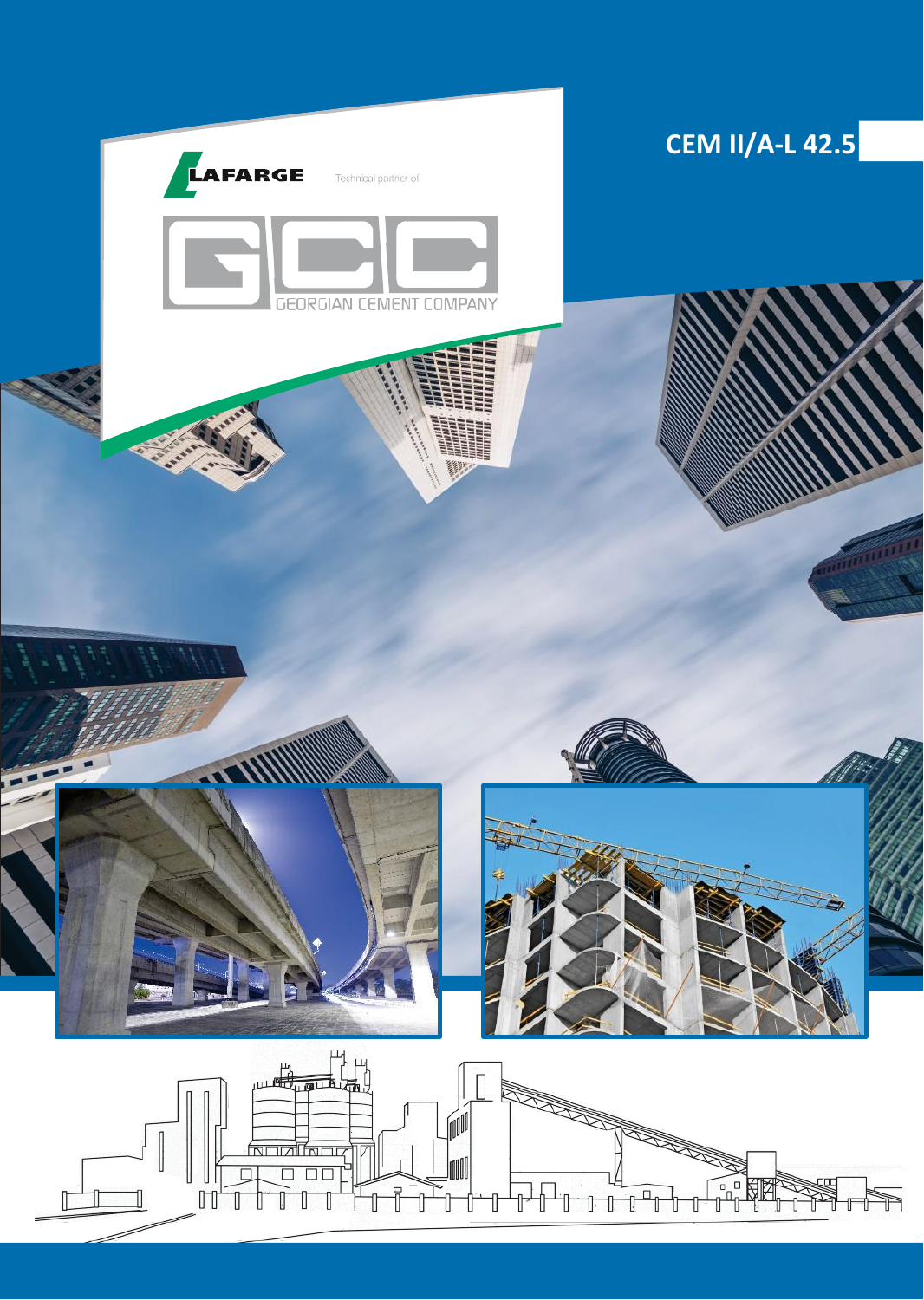LAFARGE

Technical partner of

GCC

GEORGIAN CEMENT COMPANY

# CEM II/A-L 42.5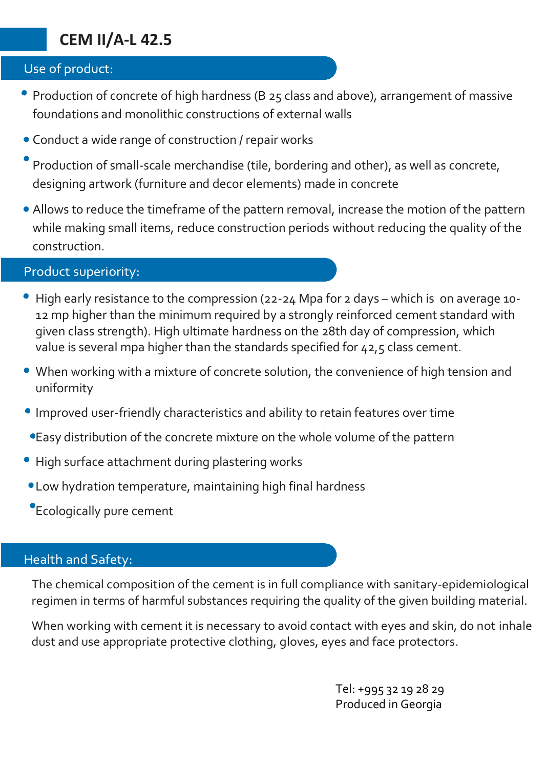# CEM II/A-L 42.5

## Use of product:

- Production of concrete of high hardness (B 25 class and above), arrangement of massive foundations and monolithic constructions of external walls
- Conduct a wide range of construction / repair works
- Production of small-scale merchandise (tile, bordering and other), as well as concrete, designing artwork (furniture and decor elements) made in concrete
- Allows to reduce the timeframe of the pattern removal, increase the motion of the pattern while making small items, reduce construction periods without reducing the quality of the construction.

## Product superiority:

- High early resistance to the compression (22-24 Mpa for 2 days – which is on average 10-12 mp higher than the minimum required by a strongly reinforced cement standard with given class strength). High ultimate hardness on the 28th day of compression, which value is several mpa higher than the standards specified for 42,5 class cement.
- When working with a mixture of concrete solution, the convenience of high tension and uniformity
- Improved user-friendly characteristics and ability to retain features over time
- Easy distribution of the concrete mixture on the whole volume of the pattern
- High surface attachment during plastering works
- Low hydration temperature, maintaining high final hardness
- Ecologically pure cement

## Health and Safety:

The chemical composition of the cement is in full compliance with sanitary-epidemiological regimen in terms of harmful substances requiring the quality of the given building material.

When working with cement it is necessary to avoid contact with eyes and skin, do not inhale dust and use appropriate protective clothing, gloves, eyes and face protectors.

Tel: +995 32 19 28 29
Produced in Georgia